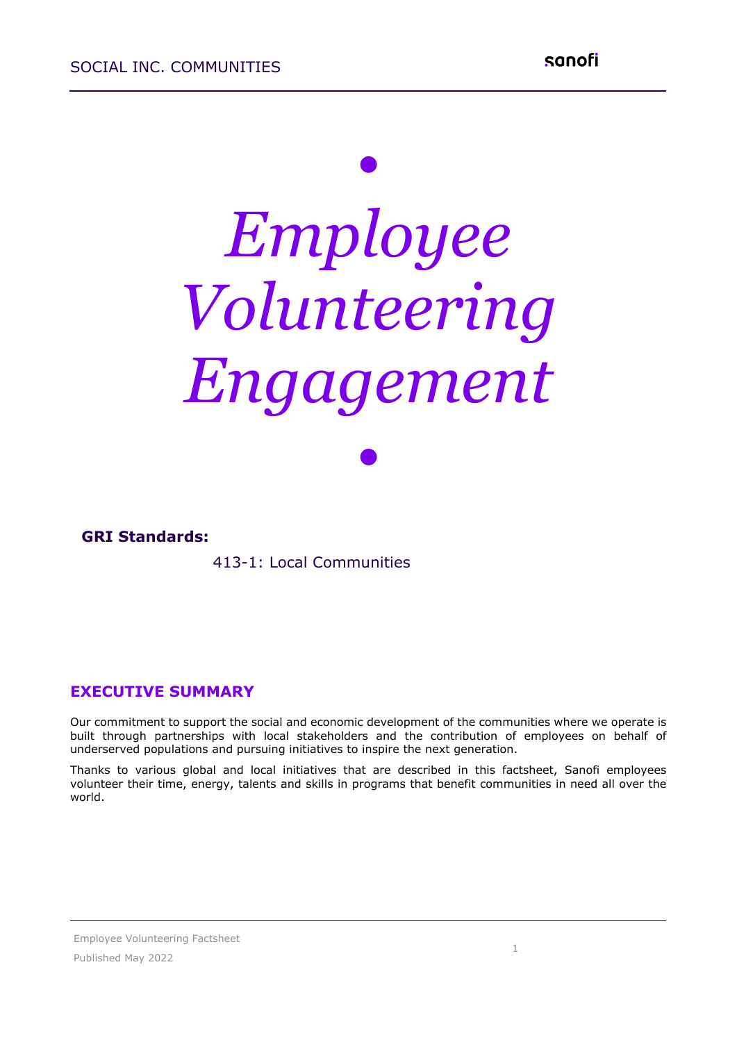# *Employee Volunteering Engagement*

**GRI Standards:**

413-1: Local Communities

## EXECUTIVE SUMMARY

Our commitment to support the social and economic development of the communities where we operate is built through partnerships with local stakeholders and the contribution of employees on behalf of underserved populations and pursuing initiatives to inspire the next generation.

Thanks to various global and local initiatives that are described in this factsheet, Sanofi employees volunteer their time, energy, talents and skills in programs that benefit communities in need all over the world.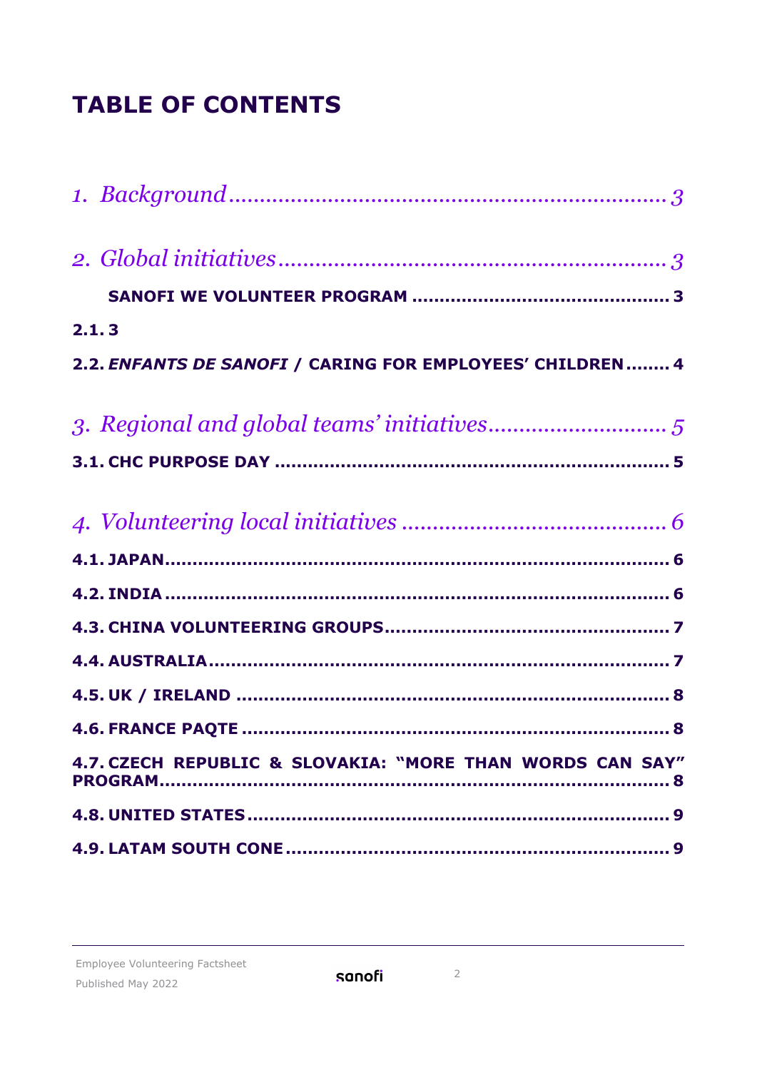# TABLE OF CONTENTS

*1. Background* ........................................................................ *3*

*2. Global initiatives* ............................................................... *3*

**SANOFI WE VOLUNTEER PROGRAM** ............................................. **3**

**2.1. 3**

**2.2. *ENFANTS DE SANOFI* / CARING FOR EMPLOYEES' CHILDREN ........ 4**

*3. Regional and global teams' initiatives* ............................. *5*

**3.1. CHC PURPOSE DAY** ...................................................................... **5**

*4. Volunteering local initiatives* .......................................... *6*

**4.1. JAPAN** .......................................................................................... **6**

**4.2. INDIA** .......................................................................................... **6**

**4.3. CHINA VOLUNTEERING GROUPS** ................................................... **7**

**4.4. AUSTRALIA** .................................................................................. **7**

**4.5. UK / IRELAND** .............................................................................. **8**

**4.6. FRANCE PAQTE** ............................................................................ **8**

**4.7. CZECH REPUBLIC & SLOVAKIA: "MORE THAN WORDS CAN SAY" PROGRAM** ......................................................................................... **8**

**4.8. UNITED STATES** ............................................................................ **9**

**4.9. LATAM SOUTH CONE** ..................................................................... **9**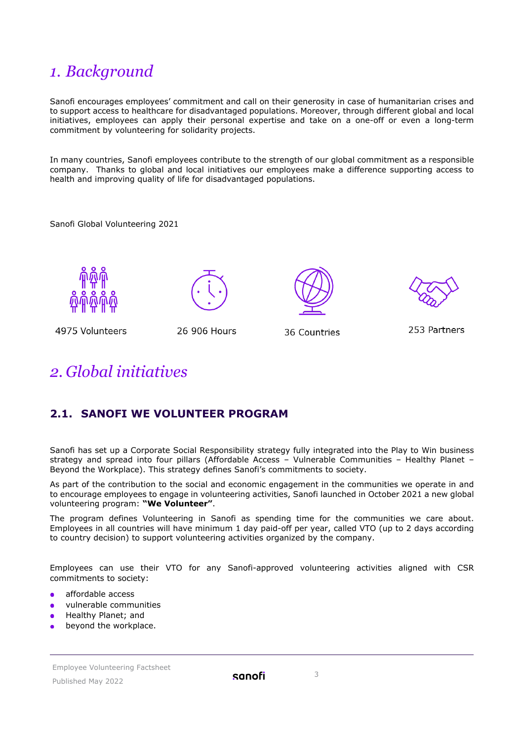# 1. Background

Sanofi encourages employees' commitment and call on their generosity in case of humanitarian crises and to support access to healthcare for disadvantaged populations. Moreover, through different global and local initiatives, employees can apply their personal expertise and take on a one-off or even a long-term commitment by volunteering for solidarity projects.

In many countries, Sanofi employees contribute to the strength of our global commitment as a responsible company. Thanks to global and local initiatives our employees make a difference supporting access to health and improving quality of life for disadvantaged populations.

Sanofi Global Volunteering 2021

4975 Volunteers

26 906 Hours

36 Countries

253 Partners

# 2. Global initiatives

## 2.1. SANOFI WE VOLUNTEER PROGRAM

Sanofi has set up a Corporate Social Responsibility strategy fully integrated into the Play to Win business strategy and spread into four pillars (Affordable Access – Vulnerable Communities – Healthy Planet – Beyond the Workplace). This strategy defines Sanofi's commitments to society.

As part of the contribution to the social and economic engagement in the communities we operate in and to encourage employees to engage in volunteering activities, Sanofi launched in October 2021 a new global volunteering program: **"We Volunteer"**.

The program defines Volunteering in Sanofi as spending time for the communities we care about. Employees in all countries will have minimum 1 day paid-off per year, called VTO (up to 2 days according to country decision) to support volunteering activities organized by the company.

Employees can use their VTO for any Sanofi-approved volunteering activities aligned with CSR commitments to society:

- affordable access
- vulnerable communities
- Healthy Planet; and
- beyond the workplace.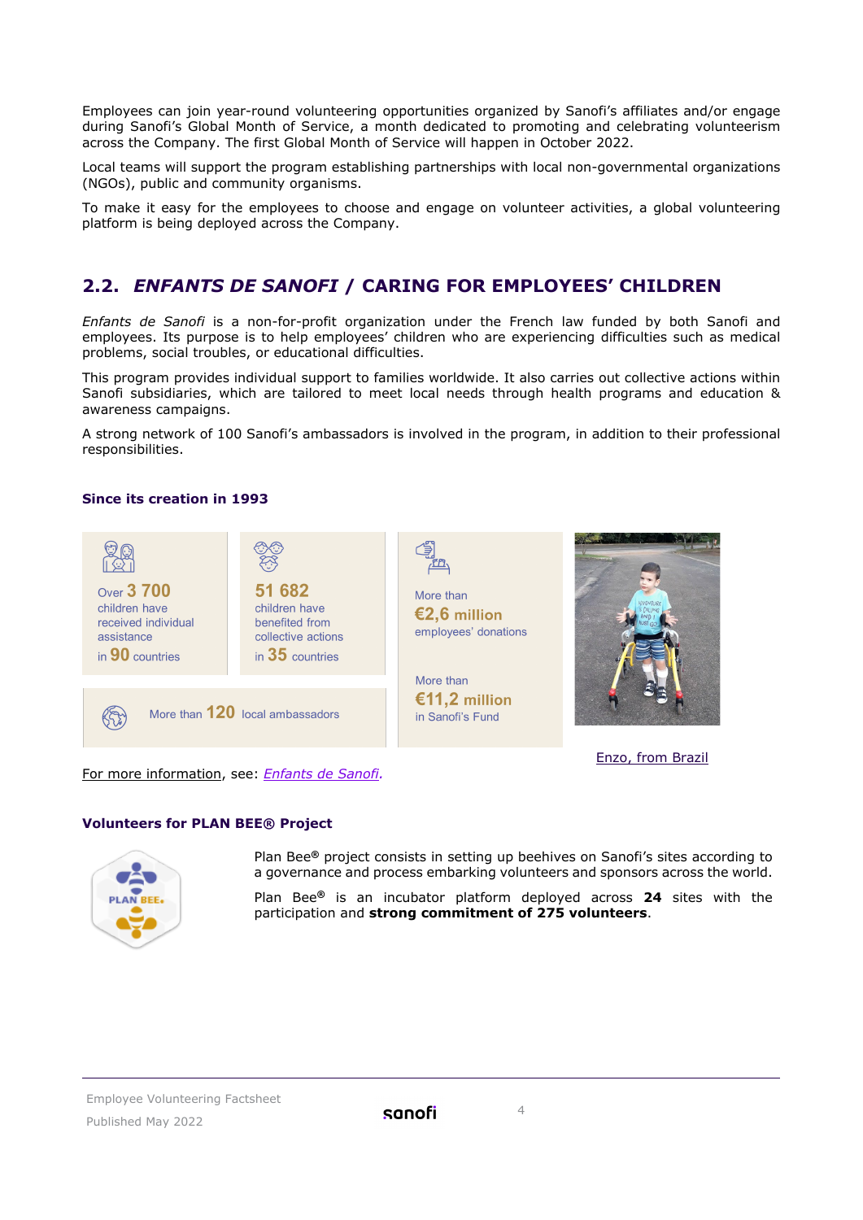Employees can join year-round volunteering opportunities organized by Sanofi's affiliates and/or engage during Sanofi's Global Month of Service, a month dedicated to promoting and celebrating volunteerism across the Company. The first Global Month of Service will happen in October 2022.

Local teams will support the program establishing partnerships with local non-governmental organizations (NGOs), public and community organisms.

To make it easy for the employees to choose and engage on volunteer activities, a global volunteering platform is being deployed across the Company.

## 2.2. *ENFANTS DE SANOFI* / CARING FOR EMPLOYEES' CHILDREN

*Enfants de Sanofi* is a non-for-profit organization under the French law funded by both Sanofi and employees. Its purpose is to help employees' children who are experiencing difficulties such as medical problems, social troubles, or educational difficulties.

This program provides individual support to families worldwide. It also carries out collective actions within Sanofi subsidiaries, which are tailored to meet local needs through health programs and education & awareness campaigns.

A strong network of 100 Sanofi's ambassadors is involved in the program, in addition to their professional responsibilities.

### Since its creation in 1993

- Over **3 700** children have received individual assistance in **90** countries
- **51 682** children have benefited from collective actions in **35** countries
- More than **€2,6 million** employees' donations
- More than **120** local ambassadors
- More than **€11,2 million** in Sanofi's Fund

Enzo, from Brazil

For more information, see: *Enfants de Sanofi*.

### Volunteers for PLAN BEE® Project

Plan Bee® project consists in setting up beehives on Sanofi's sites according to a governance and process embarking volunteers and sponsors across the world.

Plan Bee® is an incubator platform deployed across **24** sites with the participation and **strong commitment of 275 volunteers**.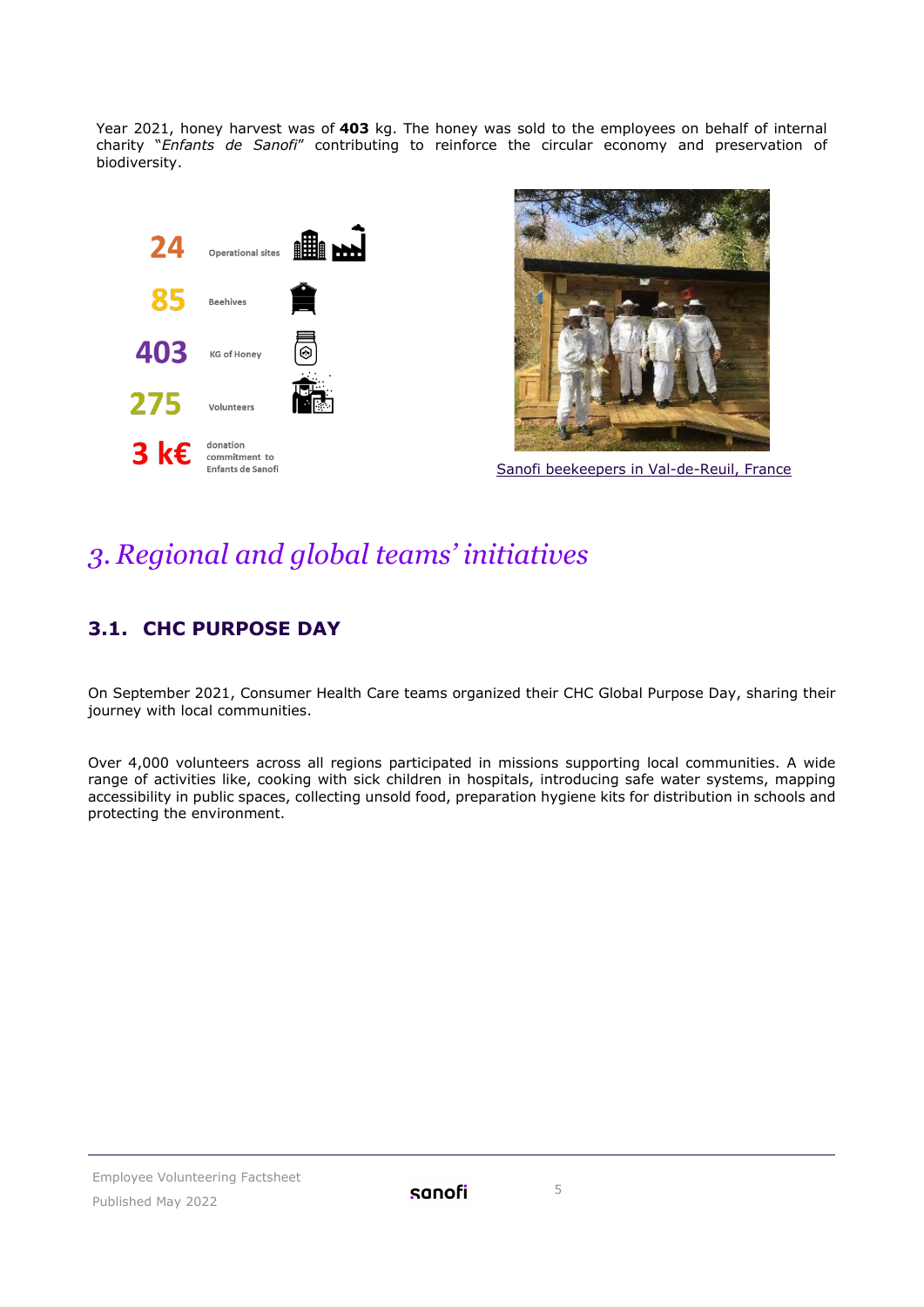Year 2021, honey harvest was of **403** kg. The honey was sold to the employees on behalf of internal charity "*Enfants de Sanofi*" contributing to reinforce the circular economy and preservation of biodiversity.

**24** Operational sites

**85** Beehives

**403** KG of Honey

**275** Volunteers

**3 k€** donation commitment to Enfants de Sanofi

Sanofi beekeepers in Val-de-Reuil, France

# *3. Regional and global teams' initiatives*

## 3.1. CHC PURPOSE DAY

On September 2021, Consumer Health Care teams organized their CHC Global Purpose Day, sharing their journey with local communities.

Over 4,000 volunteers across all regions participated in missions supporting local communities. A wide range of activities like, cooking with sick children in hospitals, introducing safe water systems, mapping accessibility in public spaces, collecting unsold food, preparation hygiene kits for distribution in schools and protecting the environment.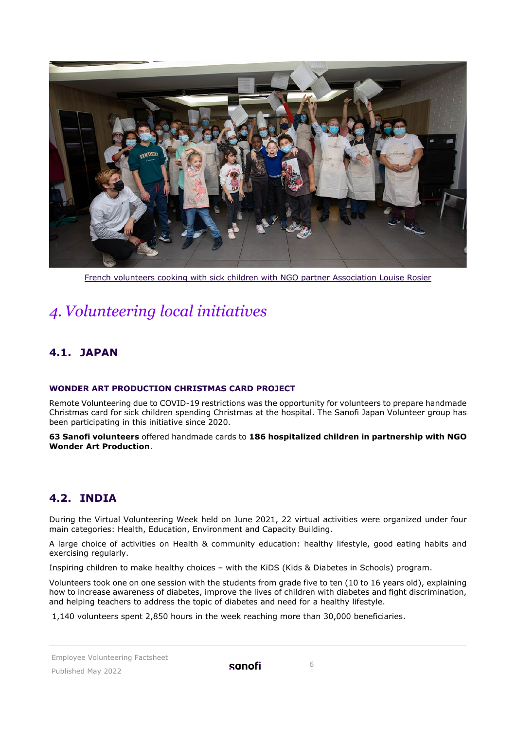French volunteers cooking with sick children with NGO partner Association Louise Rosier

# *4. Volunteering local initiatives*

## 4.1. JAPAN

### WONDER ART PRODUCTION CHRISTMAS CARD PROJECT

Remote Volunteering due to COVID-19 restrictions was the opportunity for volunteers to prepare handmade Christmas card for sick children spending Christmas at the hospital. The Sanofi Japan Volunteer group has been participating in this initiative since 2020.

**63 Sanofi volunteers** offered handmade cards to **186 hospitalized children in partnership with NGO Wonder Art Production**.

## 4.2. INDIA

During the Virtual Volunteering Week held on June 2021, 22 virtual activities were organized under four main categories: Health, Education, Environment and Capacity Building.

A large choice of activities on Health & community education: healthy lifestyle, good eating habits and exercising regularly.

Inspiring children to make healthy choices – with the KiDS (Kids & Diabetes in Schools) program.

Volunteers took one on one session with the students from grade five to ten (10 to 16 years old), explaining how to increase awareness of diabetes, improve the lives of children with diabetes and fight discrimination, and helping teachers to address the topic of diabetes and need for a healthy lifestyle.

1,140 volunteers spent 2,850 hours in the week reaching more than 30,000 beneficiaries.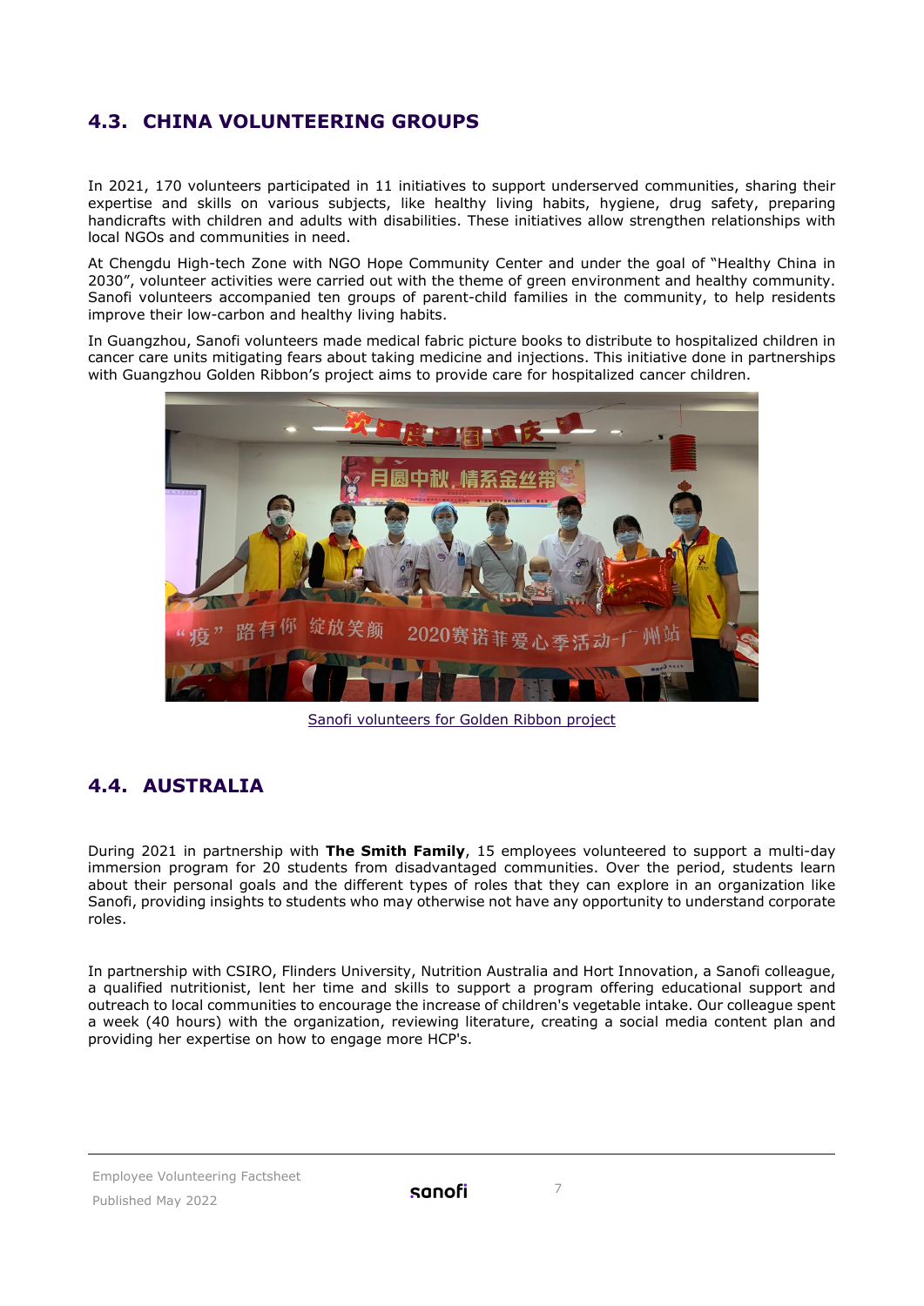## 4.3. CHINA VOLUNTEERING GROUPS

In 2021, 170 volunteers participated in 11 initiatives to support underserved communities, sharing their expertise and skills on various subjects, like healthy living habits, hygiene, drug safety, preparing handicrafts with children and adults with disabilities. These initiatives allow strengthen relationships with local NGOs and communities in need.

At Chengdu High-tech Zone with NGO Hope Community Center and under the goal of "Healthy China in 2030", volunteer activities were carried out with the theme of green environment and healthy community. Sanofi volunteers accompanied ten groups of parent-child families in the community, to help residents improve their low-carbon and healthy living habits.

In Guangzhou, Sanofi volunteers made medical fabric picture books to distribute to hospitalized children in cancer care units mitigating fears about taking medicine and injections. This initiative done in partnerships with Guangzhou Golden Ribbon's project aims to provide care for hospitalized cancer children.

Sanofi volunteers for Golden Ribbon project

## 4.4. AUSTRALIA

During 2021 in partnership with **The Smith Family**, 15 employees volunteered to support a multi-day immersion program for 20 students from disadvantaged communities. Over the period, students learn about their personal goals and the different types of roles that they can explore in an organization like Sanofi, providing insights to students who may otherwise not have any opportunity to understand corporate roles.

In partnership with CSIRO, Flinders University, Nutrition Australia and Hort Innovation, a Sanofi colleague, a qualified nutritionist, lent her time and skills to support a program offering educational support and outreach to local communities to encourage the increase of children's vegetable intake. Our colleague spent a week (40 hours) with the organization, reviewing literature, creating a social media content plan and providing her expertise on how to engage more HCP's.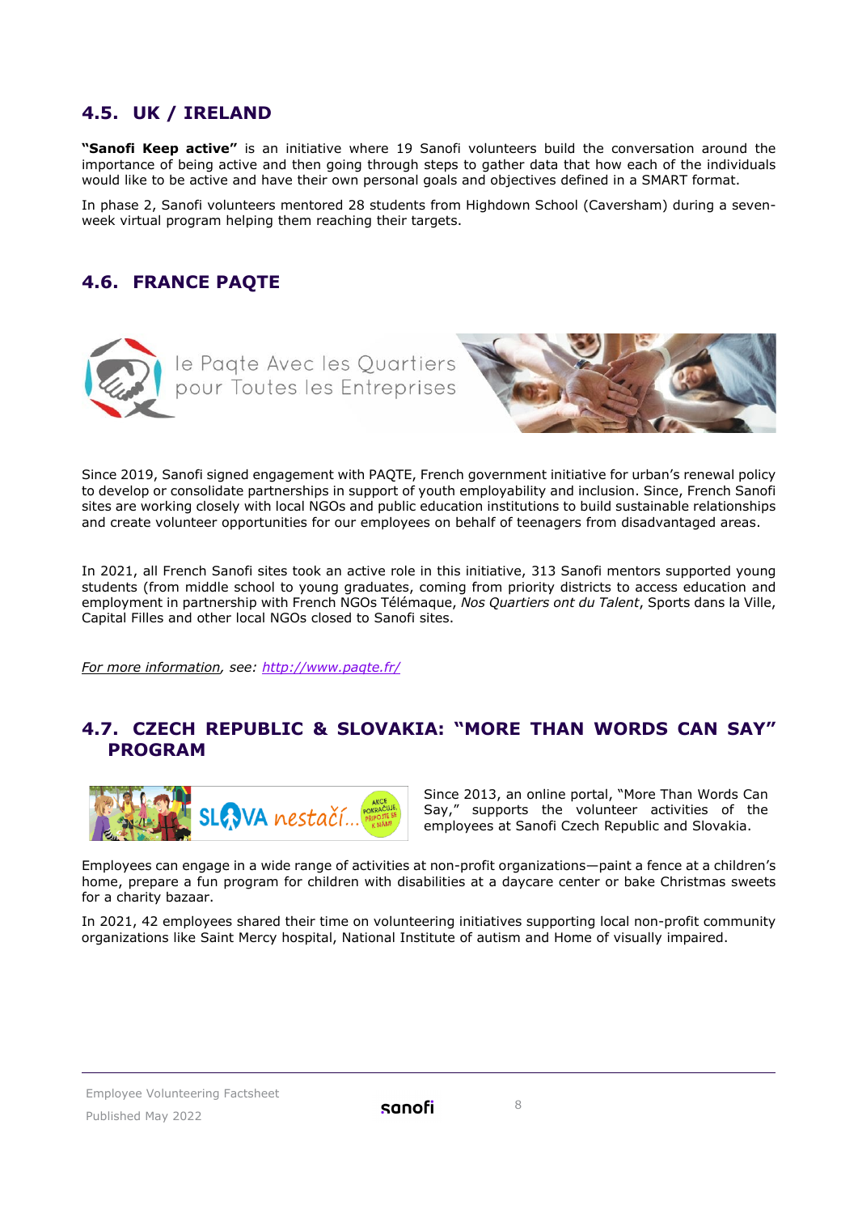## 4.5. UK / IRELAND

**"Sanofi Keep active"** is an initiative where 19 Sanofi volunteers build the conversation around the importance of being active and then going through steps to gather data that how each of the individuals would like to be active and have their own personal goals and objectives defined in a SMART format.

In phase 2, Sanofi volunteers mentored 28 students from Highdown School (Caversham) during a seven-week virtual program helping them reaching their targets.

## 4.6. FRANCE PAQTE

Since 2019, Sanofi signed engagement with PAQTE, French government initiative for urban's renewal policy to develop or consolidate partnerships in support of youth employability and inclusion. Since, French Sanofi sites are working closely with local NGOs and public education institutions to build sustainable relationships and create volunteer opportunities for our employees on behalf of teenagers from disadvantaged areas.

In 2021, all French Sanofi sites took an active role in this initiative, 313 Sanofi mentors supported young students (from middle school to young graduates, coming from priority districts to access education and employment in partnership with French NGOs Télémaque, *Nos Quartiers ont du Talent*, Sports dans la Ville, Capital Filles and other local NGOs closed to Sanofi sites.

*For more information, see: [http://www.paqte.fr/](http://www.paqte.fr/)*

## 4.7. CZECH REPUBLIC & SLOVAKIA: "MORE THAN WORDS CAN SAY" PROGRAM

Since 2013, an online portal, "More Than Words Can Say," supports the volunteer activities of the employees at Sanofi Czech Republic and Slovakia.

Employees can engage in a wide range of activities at non-profit organizations—paint a fence at a children's home, prepare a fun program for children with disabilities at a daycare center or bake Christmas sweets for a charity bazaar.

In 2021, 42 employees shared their time on volunteering initiatives supporting local non-profit community organizations like Saint Mercy hospital, National Institute of autism and Home of visually impaired.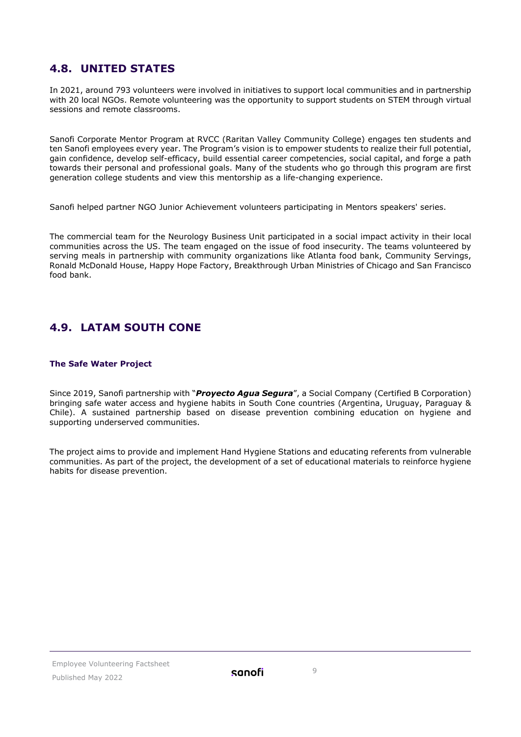## 4.8. UNITED STATES

In 2021, around 793 volunteers were involved in initiatives to support local communities and in partnership with 20 local NGOs. Remote volunteering was the opportunity to support students on STEM through virtual sessions and remote classrooms.

Sanofi Corporate Mentor Program at RVCC (Raritan Valley Community College) engages ten students and ten Sanofi employees every year. The Program's vision is to empower students to realize their full potential, gain confidence, develop self-efficacy, build essential career competencies, social capital, and forge a path towards their personal and professional goals. Many of the students who go through this program are first generation college students and view this mentorship as a life-changing experience.

Sanofi helped partner NGO Junior Achievement volunteers participating in Mentors speakers' series.

The commercial team for the Neurology Business Unit participated in a social impact activity in their local communities across the US. The team engaged on the issue of food insecurity. The teams volunteered by serving meals in partnership with community organizations like Atlanta food bank, Community Servings, Ronald McDonald House, Happy Hope Factory, Breakthrough Urban Ministries of Chicago and San Francisco food bank.

## 4.9. LATAM SOUTH CONE

**The Safe Water Project**

Since 2019, Sanofi partnership with "***Proyecto Agua Segura***", a Social Company (Certified B Corporation) bringing safe water access and hygiene habits in South Cone countries (Argentina, Uruguay, Paraguay & Chile). A sustained partnership based on disease prevention combining education on hygiene and supporting underserved communities.

The project aims to provide and implement Hand Hygiene Stations and educating referents from vulnerable communities. As part of the project, the development of a set of educational materials to reinforce hygiene habits for disease prevention.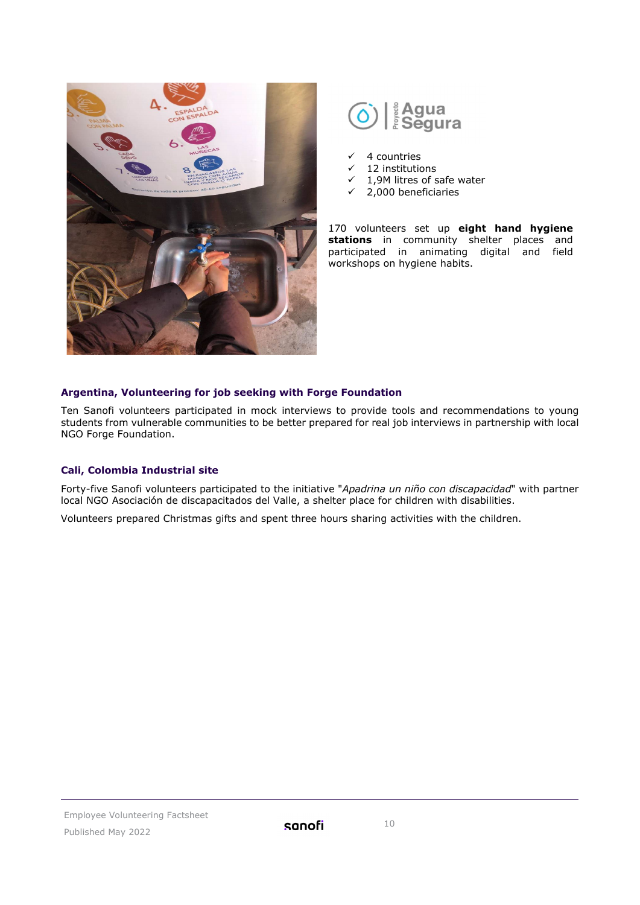Proyecto Agua Segura

- ✓ 4 countries
- ✓ 12 institutions
- ✓ 1,9M litres of safe water
- ✓ 2,000 beneficiaries

170 volunteers set up **eight hand hygiene stations** in community shelter places and participated in animating digital and field workshops on hygiene habits.

### Argentina, Volunteering for job seeking with Forge Foundation

Ten Sanofi volunteers participated in mock interviews to provide tools and recommendations to young students from vulnerable communities to be better prepared for real job interviews in partnership with local NGO Forge Foundation.

### Cali, Colombia Industrial site

Forty-five Sanofi volunteers participated to the initiative "*Apadrina un niño con discapacidad*" with partner local NGO Asociación de discapacitados del Valle, a shelter place for children with disabilities.

Volunteers prepared Christmas gifts and spent three hours sharing activities with the children.